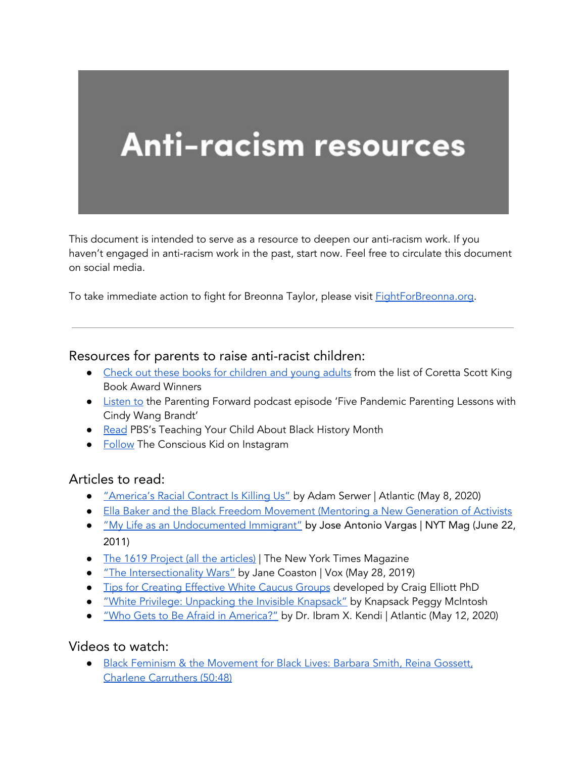# Anti-racism resources

This document is intended to serve as a resource to deepen our anti-racism work. If you haven't engaged in anti-racism work in the past, start now. Feel free to circulate this document on social media.

To take immediate action to fight for Breonna Taylor, please visit FightForBreonna.org.

---

## Resources for parents to raise anti-racist children:

- Check out these books for children and young adults from the list of Coretta Scott King Book Award Winners
- Listen to the Parenting Forward podcast episode 'Five Pandemic Parenting Lessons with Cindy Wang Brandt'
- Read PBS's Teaching Your Child About Black History Month
- Follow The Conscious Kid on Instagram

## Articles to read:

- "America's Racial Contract Is Killing Us" by Adam Serwer | Atlantic (May 8, 2020)
- Ella Baker and the Black Freedom Movement (Mentoring a New Generation of Activists
- "My Life as an Undocumented Immigrant" by Jose Antonio Vargas | NYT Mag (June 22, 2011)
- The 1619 Project (all the articles) | The New York Times Magazine
- "The Intersectionality Wars" by Jane Coaston | Vox (May 28, 2019)
- Tips for Creating Effective White Caucus Groups developed by Craig Elliott PhD
- "White Privilege: Unpacking the Invisible Knapsack" by Knapsack Peggy McIntosh
- "Who Gets to Be Afraid in America?" by Dr. Ibram X. Kendi | Atlantic (May 12, 2020)

## Videos to watch:

- Black Feminism & the Movement for Black Lives: Barbara Smith, Reina Gossett, Charlene Carruthers (50:48)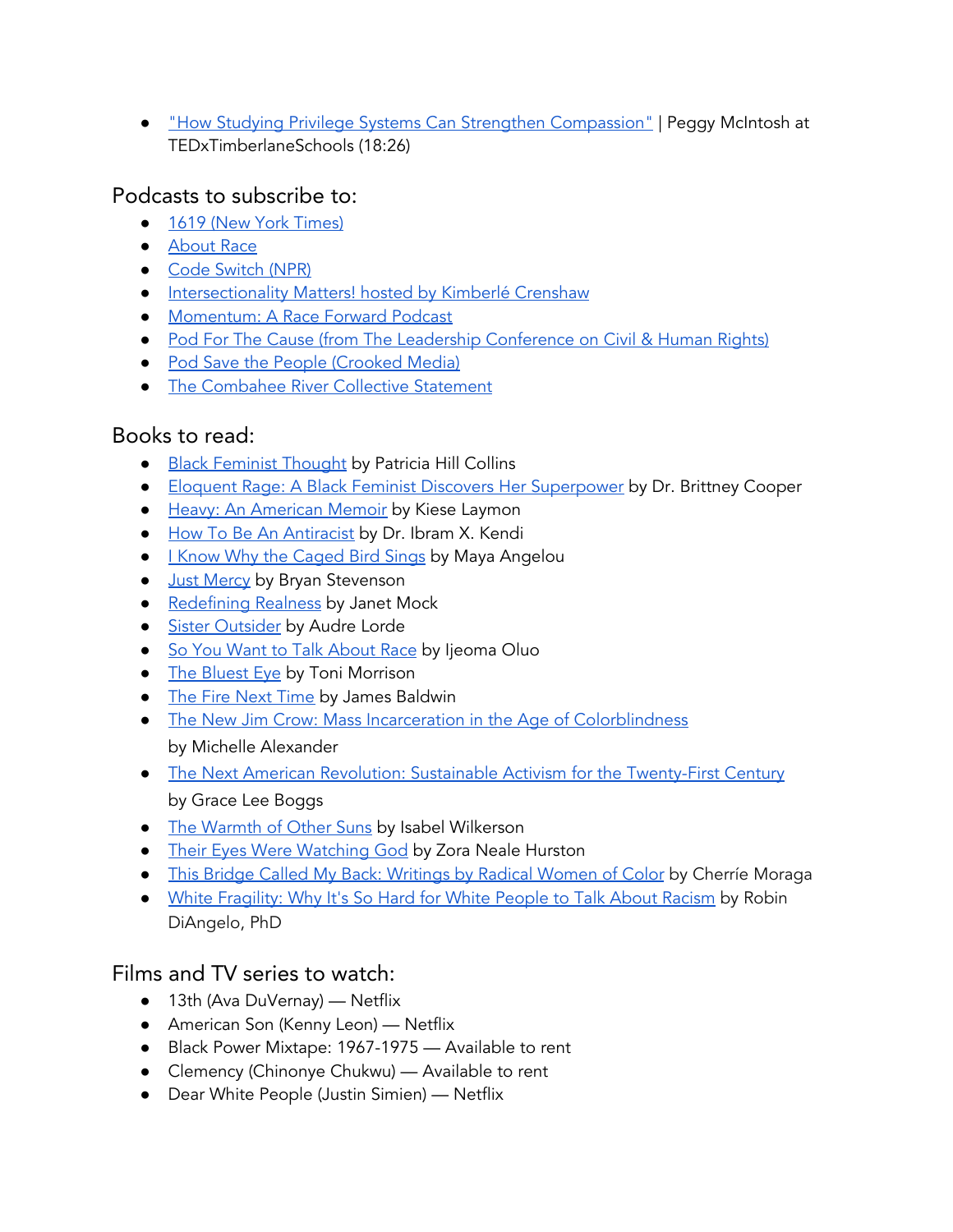- "How Studying Privilege Systems Can Strengthen Compassion" | Peggy McIntosh at TEDxTimberlaneSchools (18:26)

## Podcasts to subscribe to:

- 1619 (New York Times)
- About Race
- Code Switch (NPR)
- Intersectionality Matters! hosted by Kimberlé Crenshaw
- Momentum: A Race Forward Podcast
- Pod For The Cause (from The Leadership Conference on Civil & Human Rights)
- Pod Save the People (Crooked Media)
- The Combahee River Collective Statement

## Books to read:

- Black Feminist Thought by Patricia Hill Collins
- Eloquent Rage: A Black Feminist Discovers Her Superpower by Dr. Brittney Cooper
- Heavy: An American Memoir by Kiese Laymon
- How To Be An Antiracist by Dr. Ibram X. Kendi
- I Know Why the Caged Bird Sings by Maya Angelou
- Just Mercy by Bryan Stevenson
- Redefining Realness by Janet Mock
- Sister Outsider by Audre Lorde
- So You Want to Talk About Race by Ijeoma Oluo
- The Bluest Eye by Toni Morrison
- The Fire Next Time by James Baldwin
- The New Jim Crow: Mass Incarceration in the Age of Colorblindness by Michelle Alexander
- The Next American Revolution: Sustainable Activism for the Twenty-First Century by Grace Lee Boggs
- The Warmth of Other Suns by Isabel Wilkerson
- Their Eyes Were Watching God by Zora Neale Hurston
- This Bridge Called My Back: Writings by Radical Women of Color by Cherríe Moraga
- White Fragility: Why It's So Hard for White People to Talk About Racism by Robin DiAngelo, PhD

## Films and TV series to watch:

- 13th (Ava DuVernay) — Netflix
- American Son (Kenny Leon) — Netflix
- Black Power Mixtape: 1967-1975 — Available to rent
- Clemency (Chinonye Chukwu) — Available to rent
- Dear White People (Justin Simien) — Netflix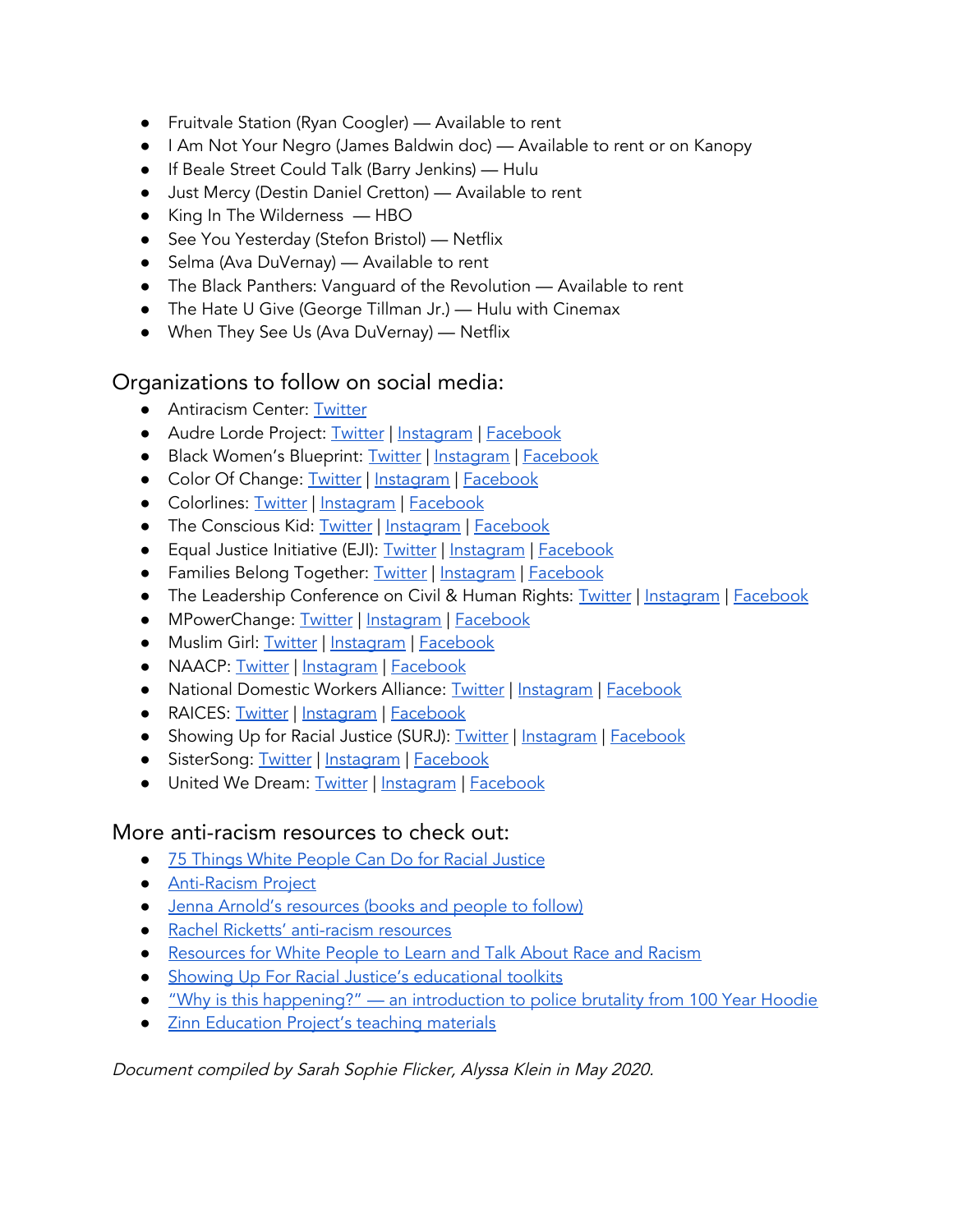- Fruitvale Station (Ryan Coogler) — Available to rent
- I Am Not Your Negro (James Baldwin doc) — Available to rent or on Kanopy
- If Beale Street Could Talk (Barry Jenkins) — Hulu
- Just Mercy (Destin Daniel Cretton) — Available to rent
- King In The Wilderness — HBO
- See You Yesterday (Stefon Bristol) — Netflix
- Selma (Ava DuVernay) — Available to rent
- The Black Panthers: Vanguard of the Revolution — Available to rent
- The Hate U Give (George Tillman Jr.) — Hulu with Cinemax
- When They See Us (Ava DuVernay) — Netflix

## Organizations to follow on social media:

- Antiracism Center: Twitter
- Audre Lorde Project: Twitter | Instagram | Facebook
- Black Women's Blueprint: Twitter | Instagram | Facebook
- Color Of Change: Twitter | Instagram | Facebook
- Colorlines: Twitter | Instagram | Facebook
- The Conscious Kid: Twitter | Instagram | Facebook
- Equal Justice Initiative (EJI): Twitter | Instagram | Facebook
- Families Belong Together: Twitter | Instagram | Facebook
- The Leadership Conference on Civil & Human Rights: Twitter | Instagram | Facebook
- MPowerChange: Twitter | Instagram | Facebook
- Muslim Girl: Twitter | Instagram | Facebook
- NAACP: Twitter | Instagram | Facebook
- National Domestic Workers Alliance: Twitter | Instagram | Facebook
- RAICES: Twitter | Instagram | Facebook
- Showing Up for Racial Justice (SURJ): Twitter | Instagram | Facebook
- SisterSong: Twitter | Instagram | Facebook
- United We Dream: Twitter | Instagram | Facebook

## More anti-racism resources to check out:

- 75 Things White People Can Do for Racial Justice
- Anti-Racism Project
- Jenna Arnold's resources (books and people to follow)
- Rachel Ricketts' anti-racism resources
- Resources for White People to Learn and Talk About Race and Racism
- Showing Up For Racial Justice's educational toolkits
- "Why is this happening?" — an introduction to police brutality from 100 Year Hoodie
- Zinn Education Project's teaching materials

*Document compiled by Sarah Sophie Flicker, Alyssa Klein in May 2020.*